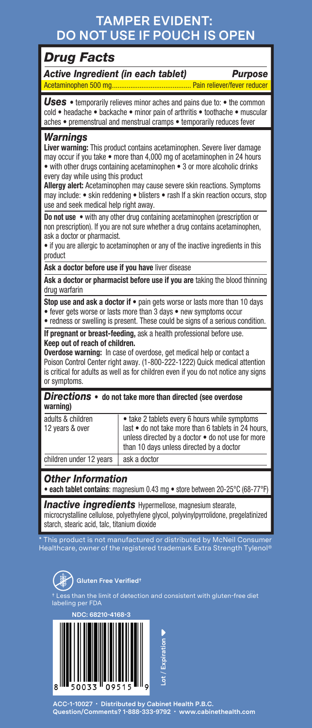# TAMPER EVIDENT: DO NOT USE IF POUCH IS OPEN

## *Drug Facts*

| ***Active Ingredient (in each tablet)*** | ***Purpose*** |
| --- | --- |
| Acetaminophen 500 mg.......................................... | Pain reliever/fever reducer |

***Uses*** • temporarily relieves minor aches and pains due to: • the common cold • headache • backache • minor pain of arthritis • toothache • muscular aches • premenstrual and menstrual cramps • temporarily reduces fever

### *Warnings*

**Liver warning:** This product contains acetaminophen. Severe liver damage may occur if you take • more than 4,000 mg of acetaminophen in 24 hours • with other drugs containing acetaminophen • 3 or more alcoholic drinks every day while using this product

**Allergy alert:** Acetaminophen may cause severe skin reactions. Symptoms may include: • skin reddening • blisters • rash If a skin reaction occurs, stop use and seek medical help right away.

**Do not use** • with any other drug containing acetaminophen (prescription or non prescription). If you are not sure whether a drug contains acetaminophen, ask a doctor or pharmacist.

• if you are allergic to acetaminophen or any of the inactive ingredients in this product

**Ask a doctor before use if you have** liver disease

**Ask a doctor or pharmacist before use if you are** taking the blood thinning drug warfarin

**Stop use and ask a doctor if** • pain gets worse or lasts more than 10 days • fever gets worse or lasts more than 3 days • new symptoms occur • redness or swelling is present. These could be signs of a serious condition.

**If pregnant or breast-feeding,** ask a health professional before use.

**Keep out of reach of children.**

**Overdose warning:** In case of overdose, get medical help or contact a Poison Control Center right away. (1-800-222-1222) Quick medical attention is critical for adults as well as for children even if you do not notice any signs or symptoms.

### *Directions* • **do not take more than directed (see overdose warning)**

| | |
| --- | --- |
| adults & children 12 years & over | • take 2 tablets every 6 hours while symptoms last • do not take more than 6 tablets in 24 hours, unless directed by a doctor • do not use for more than 10 days unless directed by a doctor |
| children under 12 years | ask a doctor |

### *Other Information*

• **each tablet contains**: magnesium 0.43 mg • store between 20-25°C (68-77°F)

***Inactive ingredients*** Hypermellose, magnesium stearate, microcrystalline cellulose, polyethylene glycol, polyvinylpyrrolidone, pregelatinized starch, stearic acid, talc, titanium dioxide

\* This product is not manufactured or distributed by McNeil Consumer Healthcare, owner of the registered trademark Extra Strength Tylenol®

**Gluten Free Verified†**

† Less than the limit of detection and consistent with gluten-free diet labeling per FDA

**NDC: 68210-4168-3**

8 50033 09515 9

Lot / Expiration ▶

ACC-1-10027 • Distributed by Cabinet Health P.B.C.
Question/Comments? 1-888-333-9792 • www.cabinethealth.com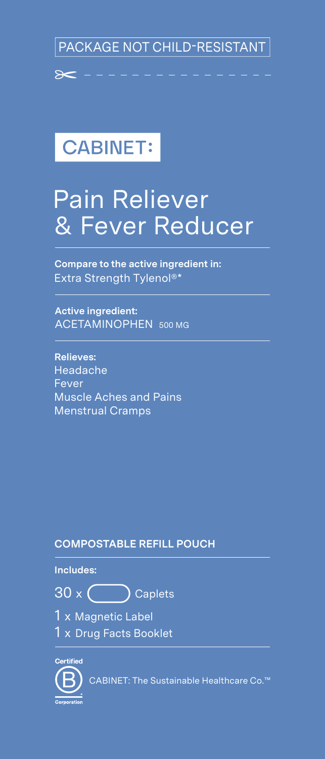PACKAGE NOT CHILD-RESISTANT

# CABINET:

# Pain Reliever & Fever Reducer

**Compare to the active ingredient in:**
Extra Strength Tylenol®*

**Active ingredient:**
ACETAMINOPHEN 500 MG

**Relieves:**
Headache
Fever
Muscle Aches and Pains
Menstrual Cramps

**COMPOSTABLE REFILL POUCH**

**Includes:**

30 x Caplets

1 x Magnetic Label

1 x Drug Facts Booklet

Certified B Corporation

CABINET: The Sustainable Healthcare Co.™